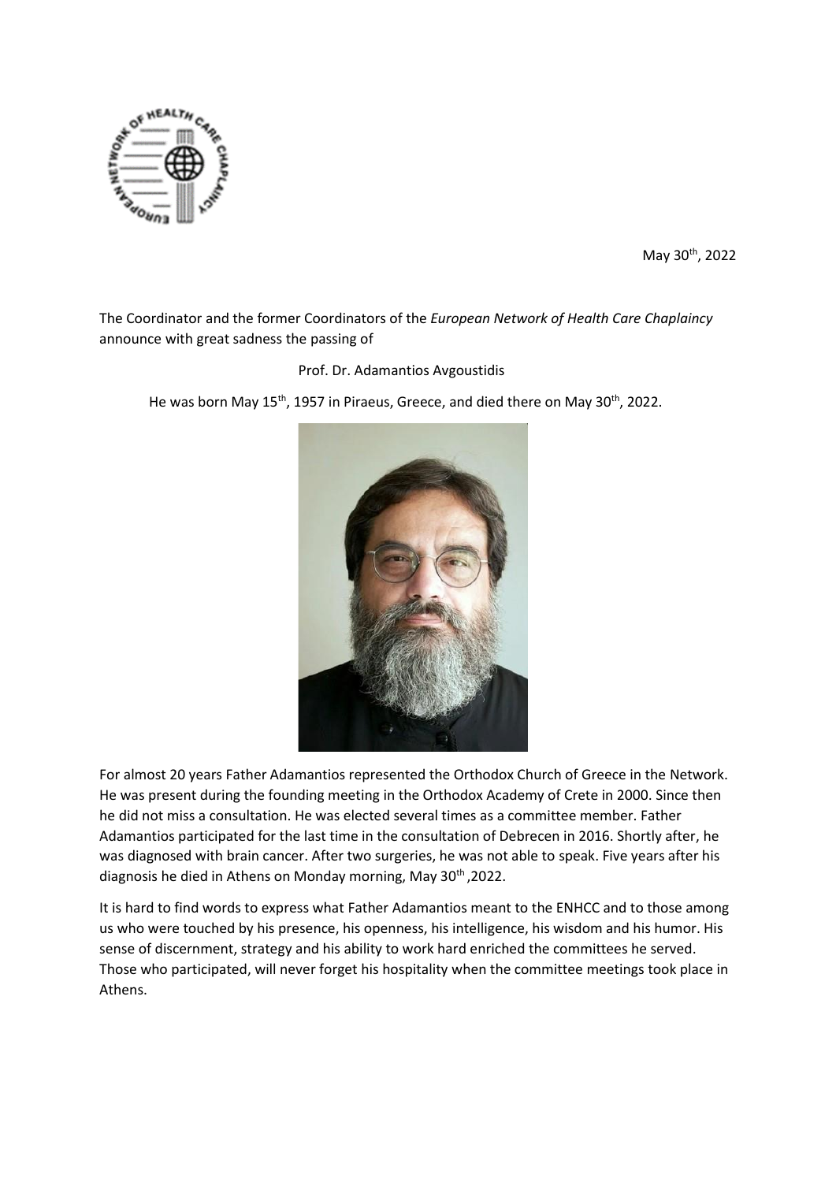May 30th, 2022

The Coordinator and the former Coordinators of the *European Network of Health Care Chaplaincy* announce with great sadness the passing of

Prof. Dr. Adamantios Avgoustidis

He was born May 15th, 1957 in Piraeus, Greece, and died there on May 30th, 2022.

For almost 20 years Father Adamantios represented the Orthodox Church of Greece in the Network. He was present during the founding meeting in the Orthodox Academy of Crete in 2000. Since then he did not miss a consultation. He was elected several times as a committee member. Father Adamantios participated for the last time in the consultation of Debrecen in 2016. Shortly after, he was diagnosed with brain cancer. After two surgeries, he was not able to speak. Five years after his diagnosis he died in Athens on Monday morning, May 30th ,2022.

It is hard to find words to express what Father Adamantios meant to the ENHCC and to those among us who were touched by his presence, his openness, his intelligence, his wisdom and his humor. His sense of discernment, strategy and his ability to work hard enriched the committees he served. Those who participated, will never forget his hospitality when the committee meetings took place in Athens.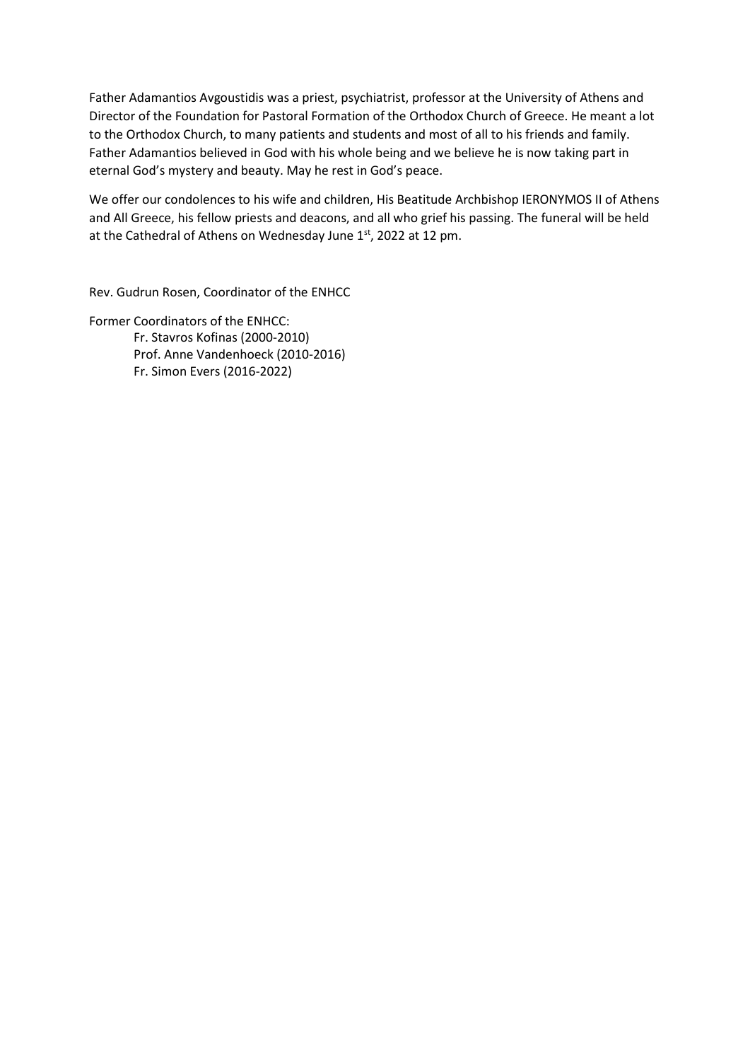Father Adamantios Avgoustidis was a priest, psychiatrist, professor at the University of Athens and Director of the Foundation for Pastoral Formation of the Orthodox Church of Greece. He meant a lot to the Orthodox Church, to many patients and students and most of all to his friends and family. Father Adamantios believed in God with his whole being and we believe he is now taking part in eternal God's mystery and beauty. May he rest in God's peace.

We offer our condolences to his wife and children, His Beatitude Archbishop IERONYMOS II of Athens and All Greece, his fellow priests and deacons, and all who grief his passing. The funeral will be held at the Cathedral of Athens on Wednesday June 1st, 2022 at 12 pm.

Rev. Gudrun Rosen, Coordinator of the ENHCC

Former Coordinators of the ENHCC:

- Fr. Stavros Kofinas (2000-2010)
- Prof. Anne Vandenhoeck (2010-2016)
- Fr. Simon Evers (2016-2022)